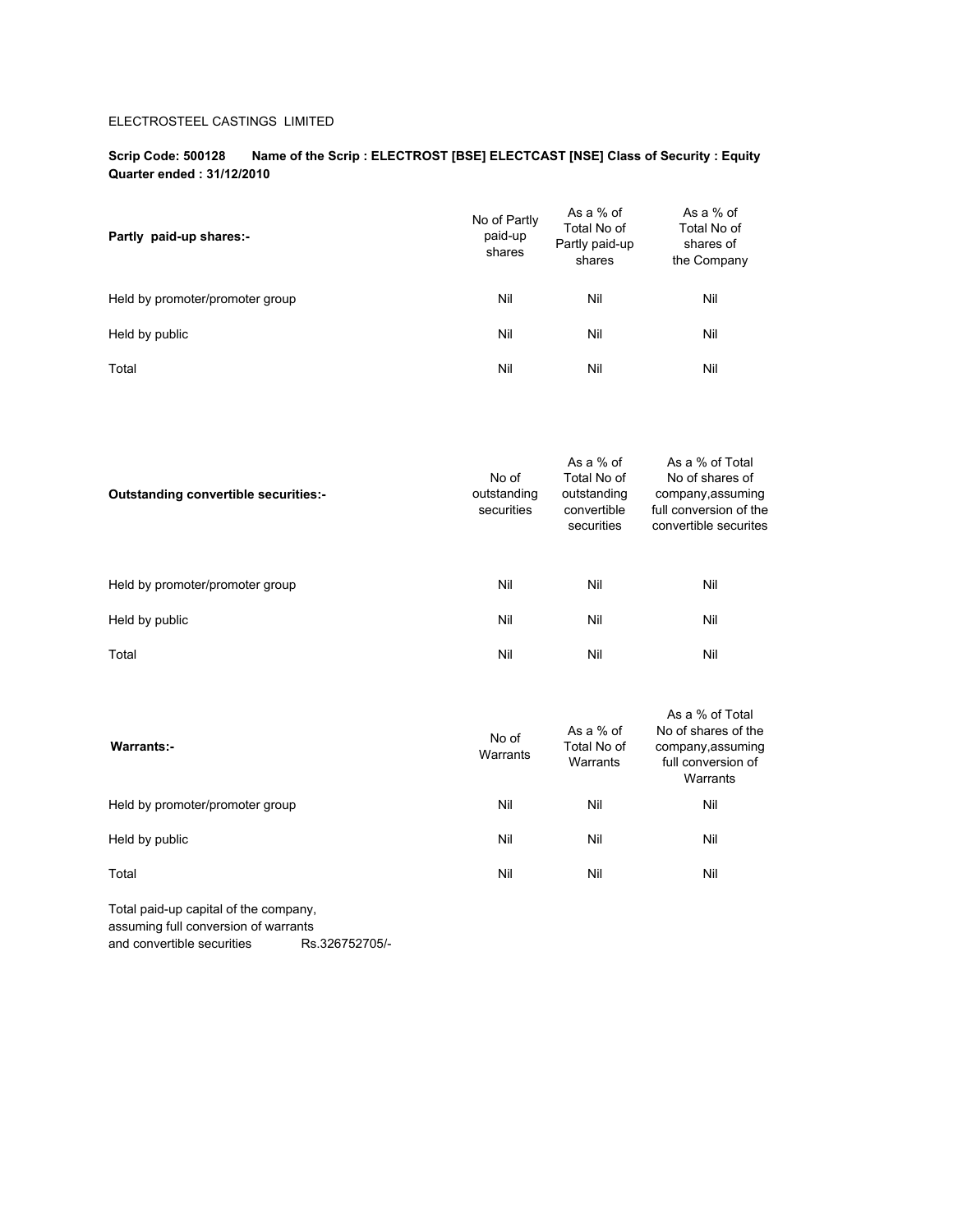ELECTROSTEEL CASTINGS LIMITED

**Scrip Code: 500128 Name of the Scrip : ELECTROST [BSE] ELECTCAST [NSE] Class of Security : Equity**
**Quarter ended : 31/12/2010**

| **Partly paid-up shares:-** | No of Partly paid-up shares | As a % of Total No of Partly paid-up shares | As a % of Total No of shares of the Company |
|---|---|---|---|
| Held by promoter/promoter group | Nil | Nil | Nil |
| Held by public | Nil | Nil | Nil |
| Total | Nil | Nil | Nil |

| **Outstanding convertible securities:-** | No of outstanding securities | As a % of Total No of outstanding convertible securities | As a % of Total No of shares of company,assuming full conversion of the convertible securites |
|---|---|---|---|
| Held by promoter/promoter group | Nil | Nil | Nil |
| Held by public | Nil | Nil | Nil |
| Total | Nil | Nil | Nil |

| **Warrants:-** | No of Warrants | As a % of Total No of Warrants | As a % of Total No of shares of the company,assuming full conversion of Warrants |
|---|---|---|---|
| Held by promoter/promoter group | Nil | Nil | Nil |
| Held by public | Nil | Nil | Nil |
| Total | Nil | Nil | Nil |

Total paid-up capital of the company,
assuming full conversion of warrants
and convertible securities Rs.326752705/-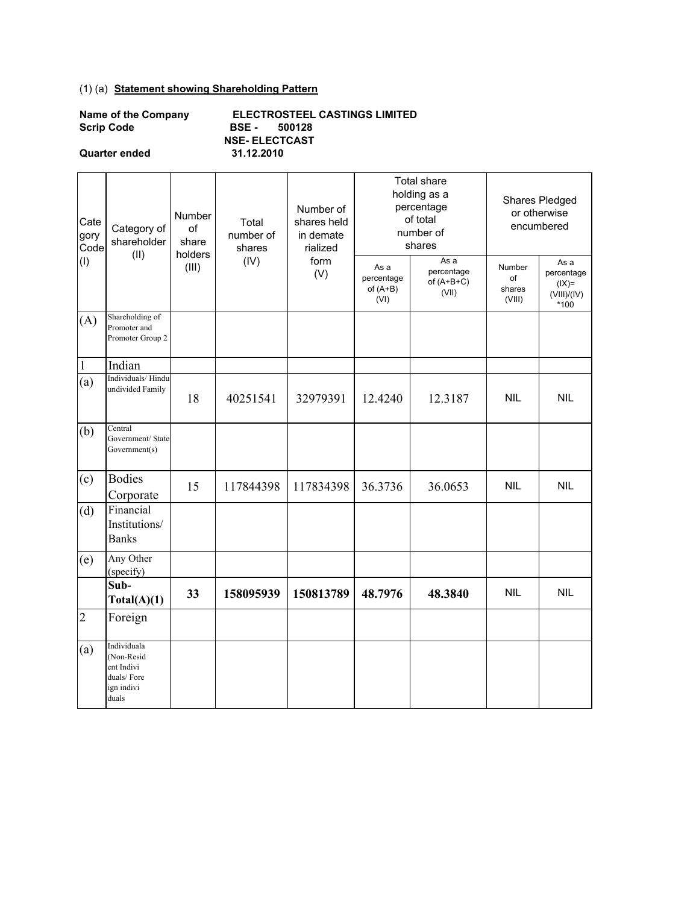(1) (a) **Statement showing Shareholding Pattern**

**Name of the Company** **ELECTROSTEEL CASTINGS LIMITED**
**Scrip Code** **BSE - 500128**
**NSE- ELECTCAST**
**Quarter ended** **31.12.2010**

| Category Code (I) | Category of shareholder (II) | Number of share holders (III) | Total number of shares (IV) | Number of shares held in dematerialized form (V) | Total share holding as a percentage of total number of shares | | Shares Pledged or otherwise encumbered | |
|---|---|---|---|---|---|---|---|---|
| | | | | | As a percentage of (A+B) (VI) | As a percentage of (A+B+C) (VII) | Number of shares (VIII) | As a percentage (IX)= (VIII)/(IV) *100 |
| (A) | Shareholding of Promoter and Promoter Group 2 | | | | | | | |
| 1 | Indian | | | | | | | |
| (a) | Individuals/ Hindu undivided Family | 18 | 40251541 | 32979391 | 12.4240 | 12.3187 | NIL | NIL |
| (b) | Central Government/ State Government(s) | | | | | | | |
| (c) | Bodies Corporate | 15 | 117844398 | 117834398 | 36.3736 | 36.0653 | NIL | NIL |
| (d) | Financial Institutions/ Banks | | | | | | | |
| (e) | Any Other (specify) | | | | | | | |
| | **Sub-Total(A)(1)** | **33** | **158095939** | **150813789** | **48.7976** | **48.3840** | NIL | NIL |
| 2 | Foreign | | | | | | | |
| (a) | Individuala (Non-Resident Individuals/ Foreign individuals | | | | | | | |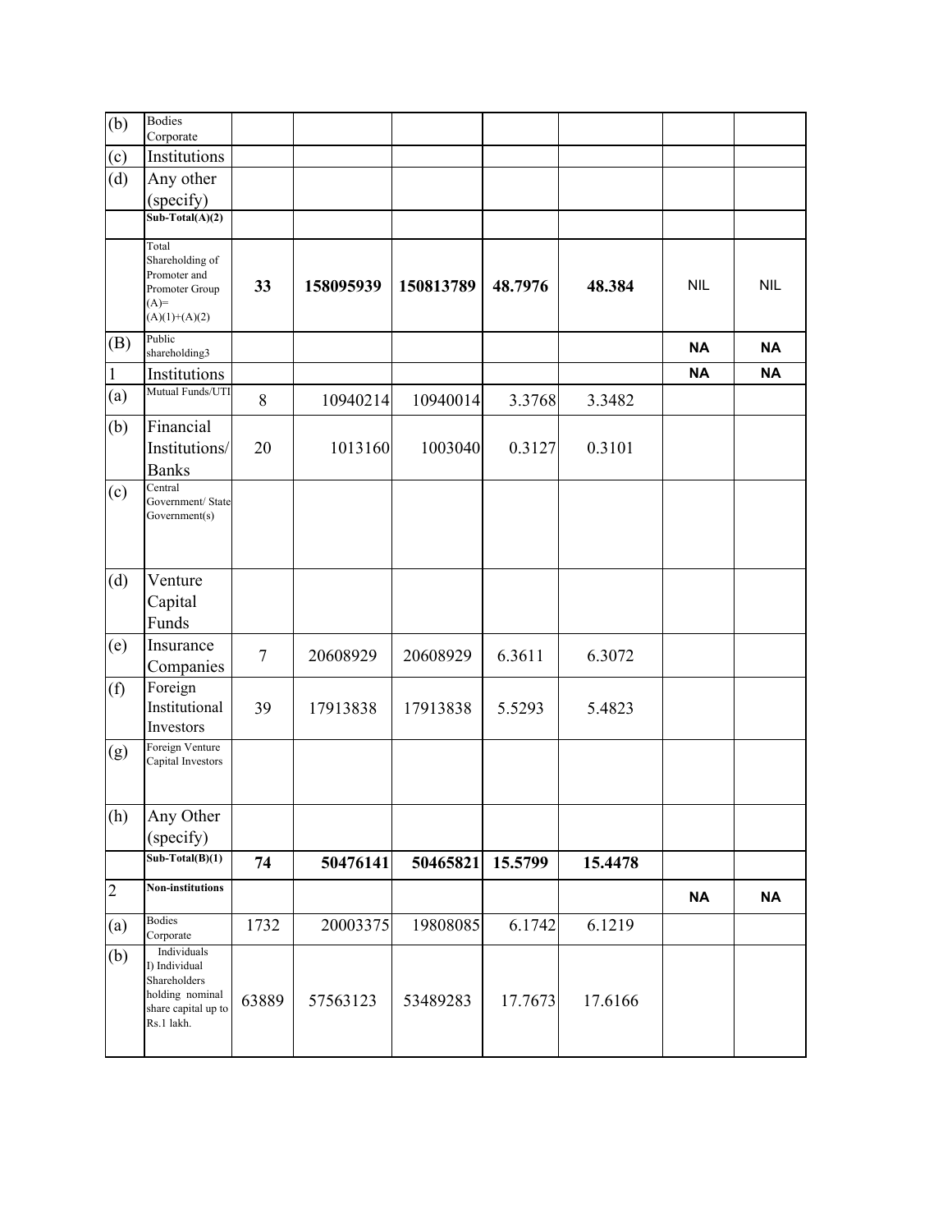| | | | | | | | | |
|---|---|---|---|---|---|---|---|---|
| (b) | Bodies Corporate | | | | | | | |
| (c) | Institutions | | | | | | | |
| (d) | Any other (specify) | | | | | | | |
| | **Sub-Total(A)(2)** | | | | | | | |
| | Total Shareholding of Promoter and Promoter Group (A)= (A)(1)+(A)(2) | **33** | **158095939** | **150813789** | **48.7976** | **48.384** | NIL | NIL |
| (B) | Public shareholding3 | | | | | | **NA** | **NA** |
| 1 | Institutions | | | | | | **NA** | **NA** |
| (a) | Mutual Funds/UTI | 8 | 10940214 | 10940014 | 3.3768 | 3.3482 | | |
| (b) | Financial Institutions/ Banks | 20 | 1013160 | 1003040 | 0.3127 | 0.3101 | | |
| (c) | Central Government/ State Government(s) | | | | | | | |
| (d) | Venture Capital Funds | | | | | | | |
| (e) | Insurance Companies | 7 | 20608929 | 20608929 | 6.3611 | 6.3072 | | |
| (f) | Foreign Institutional Investors | 39 | 17913838 | 17913838 | 5.5293 | 5.4823 | | |
| (g) | Foreign Venture Capital Investors | | | | | | | |
| (h) | Any Other (specify) | | | | | | | |
| | **Sub-Total(B)(1)** | **74** | **50476141** | **50465821** | **15.5799** | **15.4478** | | |
| 2 | **Non-institutions** | | | | | | **NA** | **NA** |
| (a) | Bodies Corporate | 1732 | 20003375 | 19808085 | 6.1742 | 6.1219 | | |
| (b) | Individuals I) Individual Shareholders holding nominal share capital up to Rs.1 lakh. | 63889 | 57563123 | 53489283 | 17.7673 | 17.6166 | | |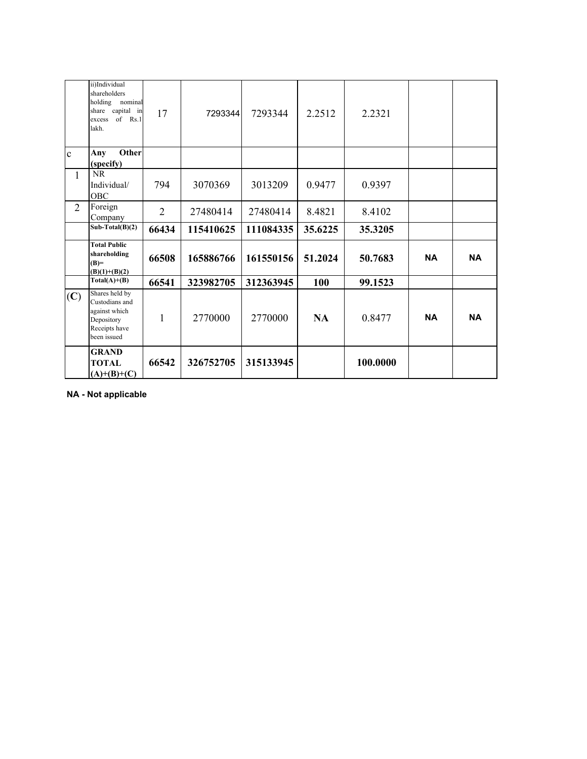| | | | | | | | | |
|---|---|---|---|---|---|---|---|---|
| | ii)Individual shareholders holding nominal share capital in excess of Rs.1 lakh. | 17 | 7293344 | 7293344 | 2.2512 | 2.2321 | | |
| c | **Any Other (specify)** | | | | | | | |
| 1 | NR Individual/ OBC | 794 | 3070369 | 3013209 | 0.9477 | 0.9397 | | |
| 2 | Foreign Company | 2 | 27480414 | 27480414 | 8.4821 | 8.4102 | | |
| | **Sub-Total(B)(2)** | **66434** | **115410625** | **111084335** | **35.6225** | **35.3205** | | |
| | **Total Public shareholding (B)= (B)(1)+(B)(2)** | **66508** | **165886766** | **161550156** | **51.2024** | **50.7683** | **NA** | **NA** |
| | **Total(A)+(B)** | **66541** | **323982705** | **312363945** | **100** | **99.1523** | | |
| (**C**) | Shares held by Custodians and against which Depository Receipts have been issued | 1 | 2770000 | 2770000 | **NA** | 0.8477 | **NA** | **NA** |
| | **GRAND TOTAL (A)+(B)+(C)** | **66542** | **326752705** | **315133945** | | **100.0000** | | |

**NA - Not applicable**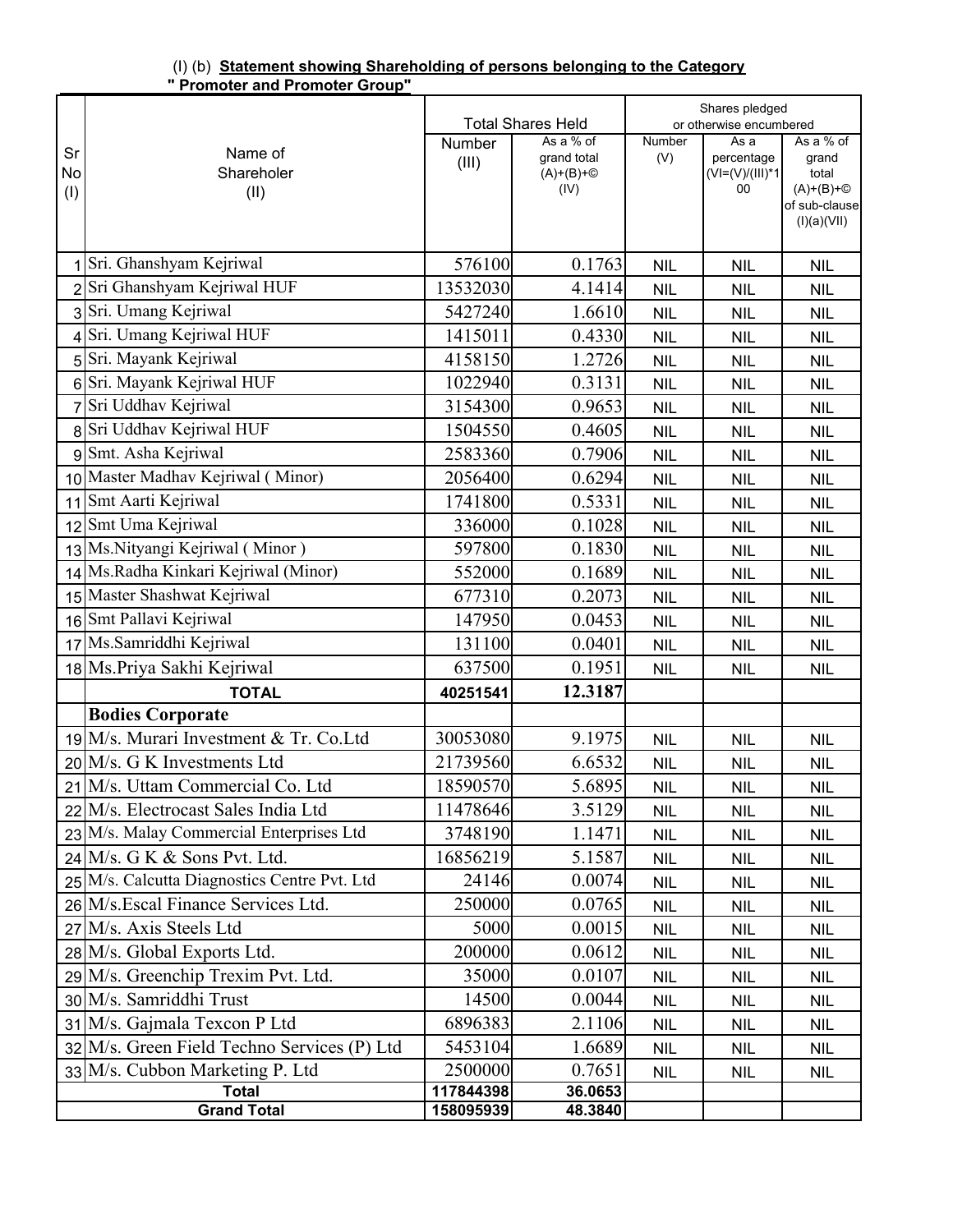(I) (b) **Statement showing Shareholding of persons belonging to the Category " Promoter and Promoter Group"**

| Sr No (I) | Name of Shareholer (II) | Total Shares Held | | Shares pledged or otherwise encumbered | | |
|---|---|---|---|---|---|---|
| | | Number (III) | As a % of grand total (A)+(B)+© (IV) | Number (V) | As a percentage (VI=(V)/(III)*100 | As a % of grand total (A)+(B)+© of sub-clause (I)(a)(VII) |
| 1 | Sri. Ghanshyam Kejriwal | 576100 | 0.1763 | NIL | NIL | NIL |
| 2 | Sri Ghanshyam Kejriwal HUF | 13532030 | 4.1414 | NIL | NIL | NIL |
| 3 | Sri. Umang Kejriwal | 5427240 | 1.6610 | NIL | NIL | NIL |
| 4 | Sri. Umang Kejriwal HUF | 1415011 | 0.4330 | NIL | NIL | NIL |
| 5 | Sri. Mayank Kejriwal | 4158150 | 1.2726 | NIL | NIL | NIL |
| 6 | Sri. Mayank Kejriwal HUF | 1022940 | 0.3131 | NIL | NIL | NIL |
| 7 | Sri Uddhav Kejriwal | 3154300 | 0.9653 | NIL | NIL | NIL |
| 8 | Sri Uddhav Kejriwal HUF | 1504550 | 0.4605 | NIL | NIL | NIL |
| 9 | Smt. Asha Kejriwal | 2583360 | 0.7906 | NIL | NIL | NIL |
| 10 | Master Madhav Kejriwal ( Minor) | 2056400 | 0.6294 | NIL | NIL | NIL |
| 11 | Smt Aarti Kejriwal | 1741800 | 0.5331 | NIL | NIL | NIL |
| 12 | Smt Uma Kejriwal | 336000 | 0.1028 | NIL | NIL | NIL |
| 13 | Ms.Nityangi Kejriwal ( Minor ) | 597800 | 0.1830 | NIL | NIL | NIL |
| 14 | Ms.Radha Kinkari Kejriwal (Minor) | 552000 | 0.1689 | NIL | NIL | NIL |
| 15 | Master Shashwat Kejriwal | 677310 | 0.2073 | NIL | NIL | NIL |
| 16 | Smt Pallavi Kejriwal | 147950 | 0.0453 | NIL | NIL | NIL |
| 17 | Ms.Samriddhi Kejriwal | 131100 | 0.0401 | NIL | NIL | NIL |
| 18 | Ms.Priya Sakhi Kejriwal | 637500 | 0.1951 | NIL | NIL | NIL |
| | **TOTAL** | **40251541** | **12.3187** | | | |
| | **Bodies Corporate** | | | | | |
| 19 | M/s. Murari Investment & Tr. Co.Ltd | 30053080 | 9.1975 | NIL | NIL | NIL |
| 20 | M/s. G K Investments Ltd | 21739560 | 6.6532 | NIL | NIL | NIL |
| 21 | M/s. Uttam Commercial Co. Ltd | 18590570 | 5.6895 | NIL | NIL | NIL |
| 22 | M/s. Electrocast Sales India Ltd | 11478646 | 3.5129 | NIL | NIL | NIL |
| 23 | M/s. Malay Commercial Enterprises Ltd | 3748190 | 1.1471 | NIL | NIL | NIL |
| 24 | M/s. G K & Sons Pvt. Ltd. | 16856219 | 5.1587 | NIL | NIL | NIL |
| 25 | M/s. Calcutta Diagnostics Centre Pvt. Ltd | 24146 | 0.0074 | NIL | NIL | NIL |
| 26 | M/s.Escal Finance Services Ltd. | 250000 | 0.0765 | NIL | NIL | NIL |
| 27 | M/s. Axis Steels Ltd | 5000 | 0.0015 | NIL | NIL | NIL |
| 28 | M/s. Global Exports Ltd. | 200000 | 0.0612 | NIL | NIL | NIL |
| 29 | M/s. Greenchip Trexim Pvt. Ltd. | 35000 | 0.0107 | NIL | NIL | NIL |
| 30 | M/s. Samriddhi Trust | 14500 | 0.0044 | NIL | NIL | NIL |
| 31 | M/s. Gajmala Texcon P Ltd | 6896383 | 2.1106 | NIL | NIL | NIL |
| 32 | M/s. Green Field Techno Services (P) Ltd | 5453104 | 1.6689 | NIL | NIL | NIL |
| 33 | M/s. Cubbon Marketing P. Ltd | 2500000 | 0.7651 | NIL | NIL | NIL |
| | **Total** | **117844398** | **36.0653** | | | |
| | **Grand Total** | **158095939** | **48.3840** | | | |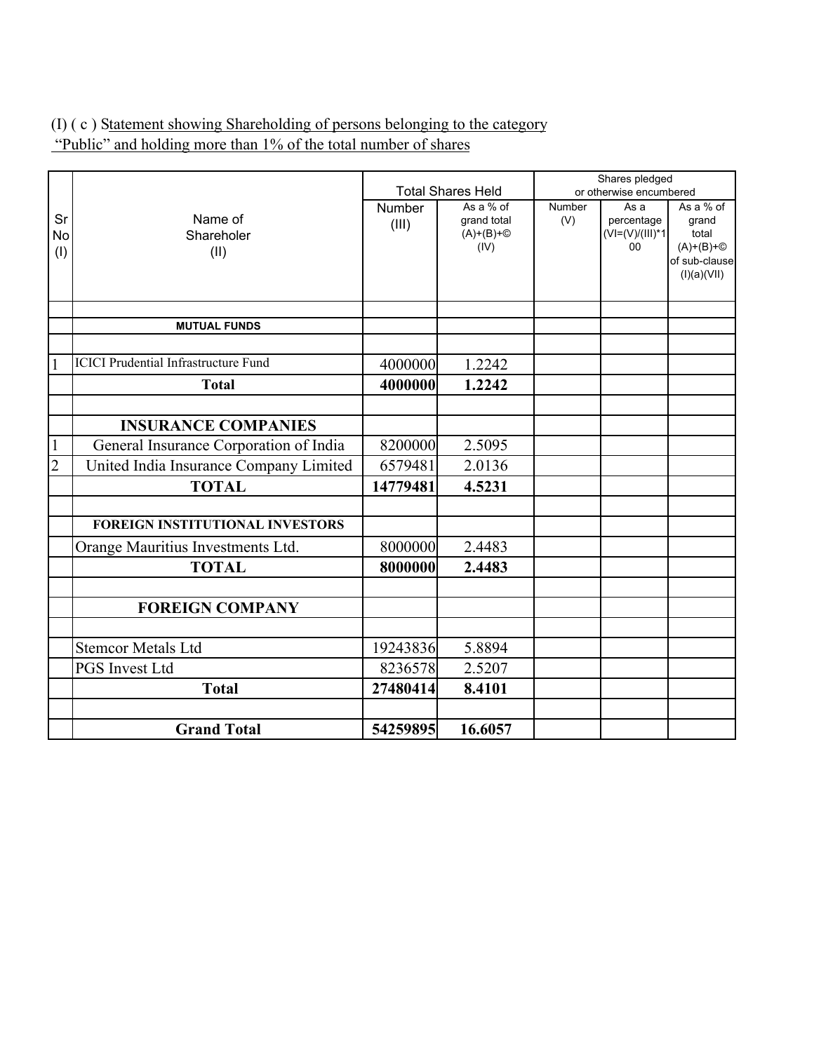(I) ( c ) Statement showing Shareholding of persons belonging to the category "Public" and holding more than 1% of the total number of shares

| Sr No (I) | Name of Shareholer (II) | Total Shares Held | | Shares pledged or otherwise encumbered | | |
|---|---|---|---|---|---|---|
| | | Number (III) | As a % of grand total (A)+(B)+© (IV) | Number (V) | As a percentage (VI=(V)/(III)*100 | As a % of grand total (A)+(B)+© of sub-clause (I)(a)(VII) |
| | | | | | | |
| | **MUTUAL FUNDS** | | | | | |
| | | | | | | |
| 1 | ICICI Prudential Infrastructure Fund | 4000000 | 1.2242 | | | |
| | **Total** | **4000000** | **1.2242** | | | |
| | | | | | | |
| | **INSURANCE COMPANIES** | | | | | |
| 1 | General Insurance Corporation of India | 8200000 | 2.5095 | | | |
| 2 | United India Insurance Company Limited | 6579481 | 2.0136 | | | |
| | **TOTAL** | **14779481** | **4.5231** | | | |
| | | | | | | |
| | **FOREIGN INSTITUTIONAL INVESTORS** | | | | | |
| | Orange Mauritius Investments Ltd. | 8000000 | 2.4483 | | | |
| | **TOTAL** | **8000000** | **2.4483** | | | |
| | | | | | | |
| | **FOREIGN COMPANY** | | | | | |
| | | | | | | |
| | Stemcor Metals Ltd | 19243836 | 5.8894 | | | |
| | PGS Invest Ltd | 8236578 | 2.5207 | | | |
| | **Total** | **27480414** | **8.4101** | | | |
| | | | | | | |
| | **Grand Total** | **54259895** | **16.6057** | | | |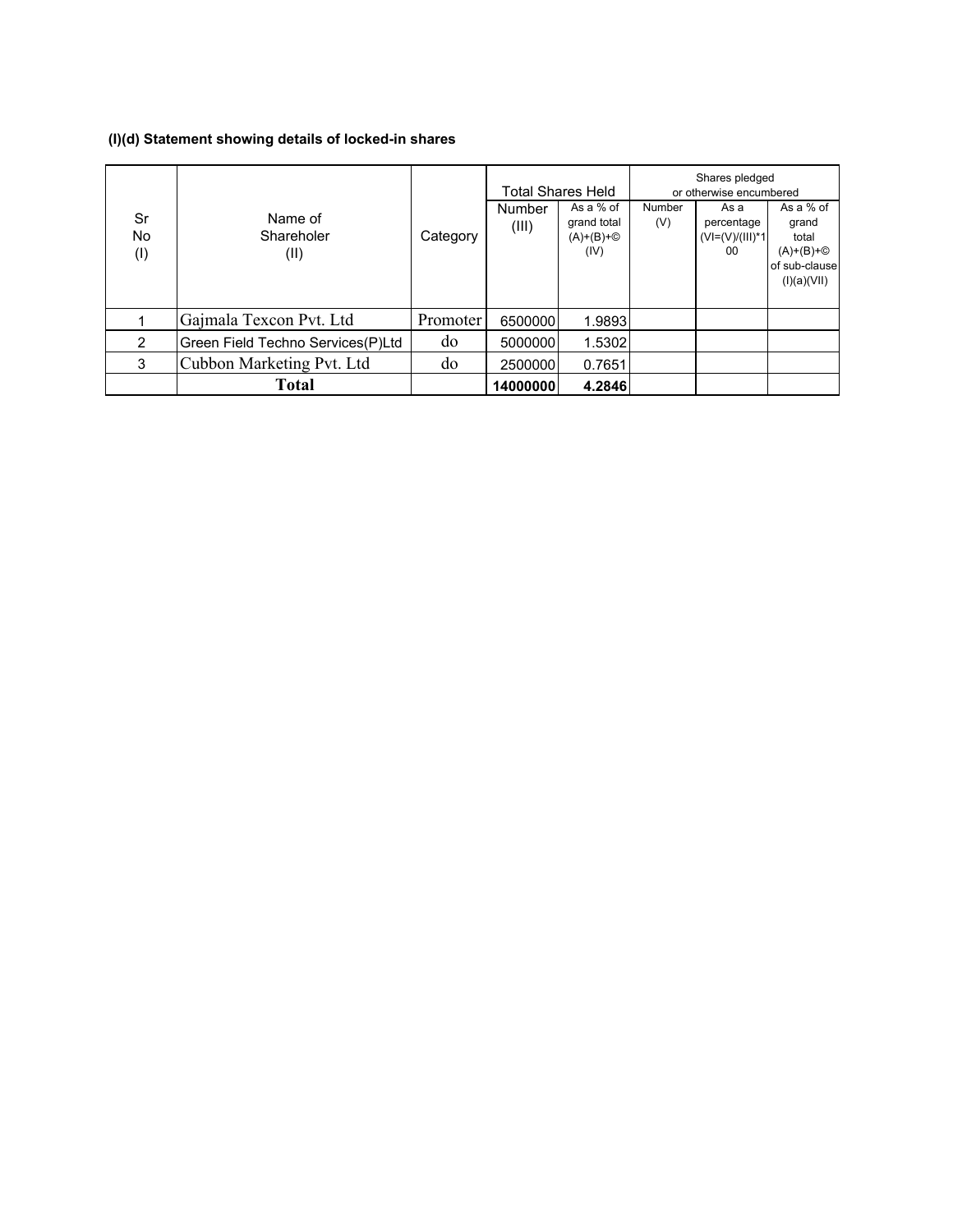**(I)(d) Statement showing details of locked-in shares**

| Sr No (I) | Name of Shareholer (II) | Category | Total Shares Held | | Shares pledged or otherwise encumbered | | |
|---|---|---|---|---|---|---|---|
| | | | Number (III) | As a % of grand total (A)+(B)+© (IV) | Number (V) | As a percentage (VI=(V)/(III)*100 | As a % of grand total (A)+(B)+© of sub-clause (I)(a)(VII) |
| 1 | Gajmala Texcon Pvt. Ltd | Promoter | 6500000 | 1.9893 | | | |
| 2 | Green Field Techno Services(P)Ltd | do | 5000000 | 1.5302 | | | |
| 3 | Cubbon Marketing Pvt. Ltd | do | 2500000 | 0.7651 | | | |
| | **Total** | | **14000000** | **4.2846** | | | |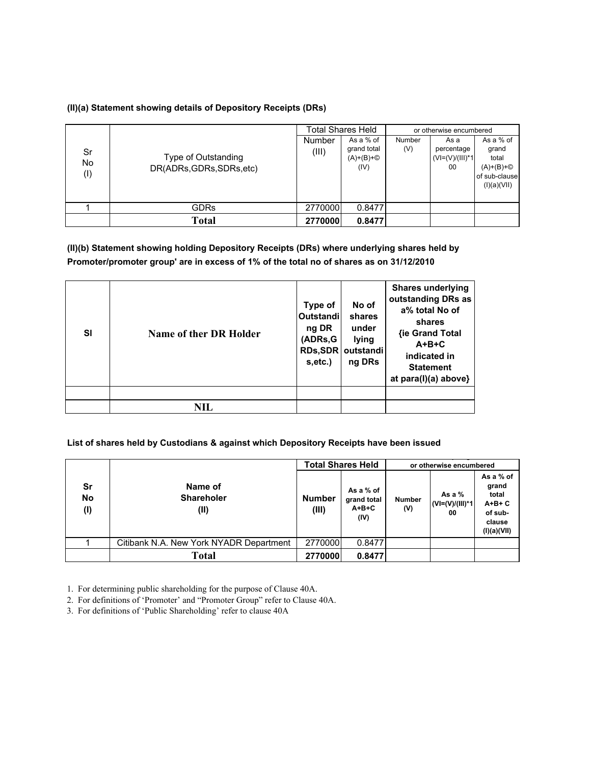**(II)(a) Statement showing details of Depository Receipts (DRs)**

| Sr No (I) | Type of Outstanding DR(ADRs,GDRs,SDRs,etc) | Total Shares Held | | or otherwise encumbered | | |
|---|---|---|---|---|---|---|
| | | Number (III) | As a % of grand total (A)+(B)+© (IV) | Number (V) | As a percentage (VI=(V)/(III)*100 | As a % of grand total (A)+(B)+© of sub-clause (I)(a)(VII) |
| 1 | GDRs | 2770000 | 0.8477 | | | |
| | **Total** | **2770000** | **0.8477** | | | |

**(II)(b) Statement showing holding Depository Receipts (DRs) where underlying shares held by Promoter/promoter group' are in excess of 1% of the total no of shares as on 31/12/2010**

| Sl | Name of ther DR Holder | Type of Outstanding DR (ADRs,GRDs,SDRs,etc.) | No of shares under lying outstanding DRs | Shares underlying outstanding DRs as a% total No of shares {ie Grand Total A+B+C indicated in Statement at para(I)(a) above} |
|---|---|---|---|---|
| | | | | |
| | **NIL** | | | |

**List of shares held by Custodians & against which Depository Receipts have been issued**

| Sr No (I) | Name of Shareholer (II) | Total Shares Held | | or otherwise encumbered | | |
|---|---|---|---|---|---|---|
| | | Number (III) | As a % of grand total A+B+C (IV) | Number (V) | As a % (VI=(V)/(III)*100 | As a % of grand total A+B+ C of sub-clause (I)(a)(VII) |
| 1 | Citibank N.A. New York NYADR Department | 2770000 | 0.8477 | | | |
| | **Total** | **2770000** | **0.8477** | | | |

1. For determining public shareholding for the purpose of Clause 40A.
2. For definitions of 'Promoter' and "Promoter Group" refer to Clause 40A.
3. For definitions of 'Public Shareholding' refer to clause 40A